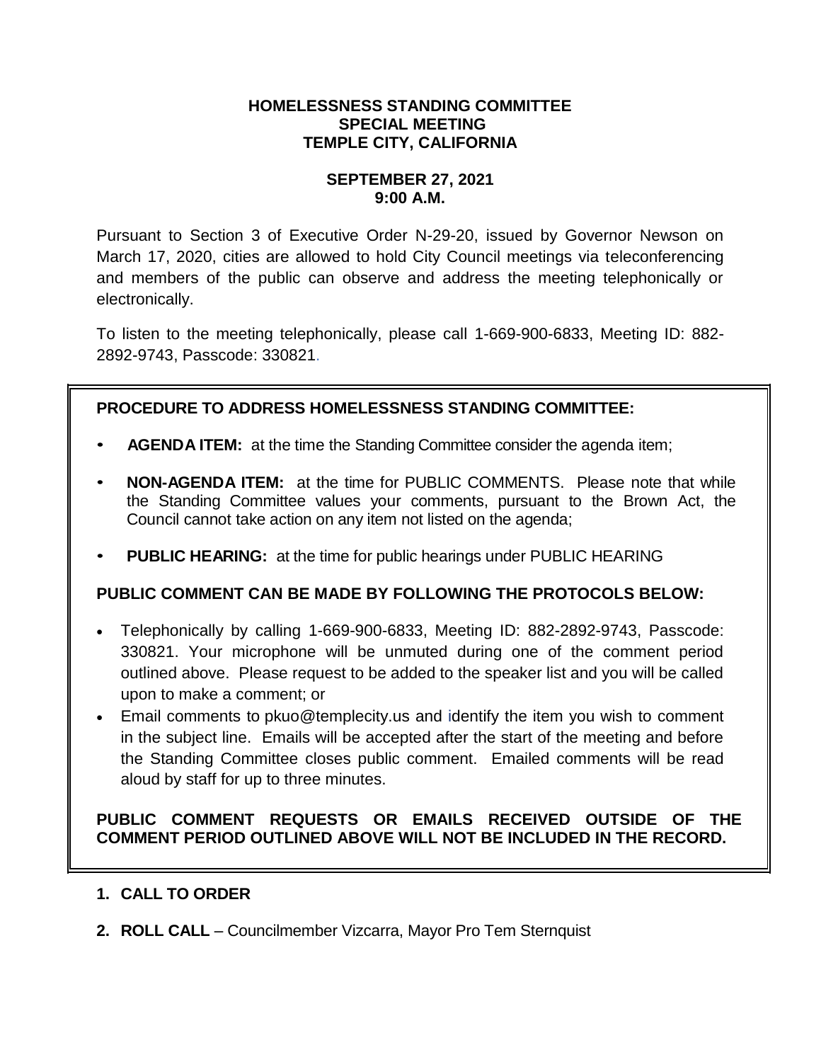# HOMELESSNESS STANDING COMMITTEE
# SPECIAL MEETING
# TEMPLE CITY, CALIFORNIA

## SEPTEMBER 27, 2021
## 9:00 A.M.

Pursuant to Section 3 of Executive Order N-29-20, issued by Governor Newson on March 17, 2020, cities are allowed to hold City Council meetings via teleconferencing and members of the public can observe and address the meeting telephonically or electronically.

To listen to the meeting telephonically, please call 1-669-900-6833, Meeting ID: 882-2892-9743, Passcode: 330821.

**PROCEDURE TO ADDRESS HOMELESSNESS STANDING COMMITTEE:**

- **AGENDA ITEM:** at the time the Standing Committee consider the agenda item;
- **NON-AGENDA ITEM:** at the time for PUBLIC COMMENTS. Please note that while the Standing Committee values your comments, pursuant to the Brown Act, the Council cannot take action on any item not listed on the agenda;
- **PUBLIC HEARING:** at the time for public hearings under PUBLIC HEARING

**PUBLIC COMMENT CAN BE MADE BY FOLLOWING THE PROTOCOLS BELOW:**

- Telephonically by calling 1-669-900-6833, Meeting ID: 882-2892-9743, Passcode: 330821. Your microphone will be unmuted during one of the comment period outlined above. Please request to be added to the speaker list and you will be called upon to make a comment; or
- Email comments to pkuo@templecity.us and identify the item you wish to comment in the subject line. Emails will be accepted after the start of the meeting and before the Standing Committee closes public comment. Emailed comments will be read aloud by staff for up to three minutes.

**PUBLIC COMMENT REQUESTS OR EMAILS RECEIVED OUTSIDE OF THE COMMENT PERIOD OUTLINED ABOVE WILL NOT BE INCLUDED IN THE RECORD.**

1. **CALL TO ORDER**
2. **ROLL CALL** – Councilmember Vizcarra, Mayor Pro Tem Sternquist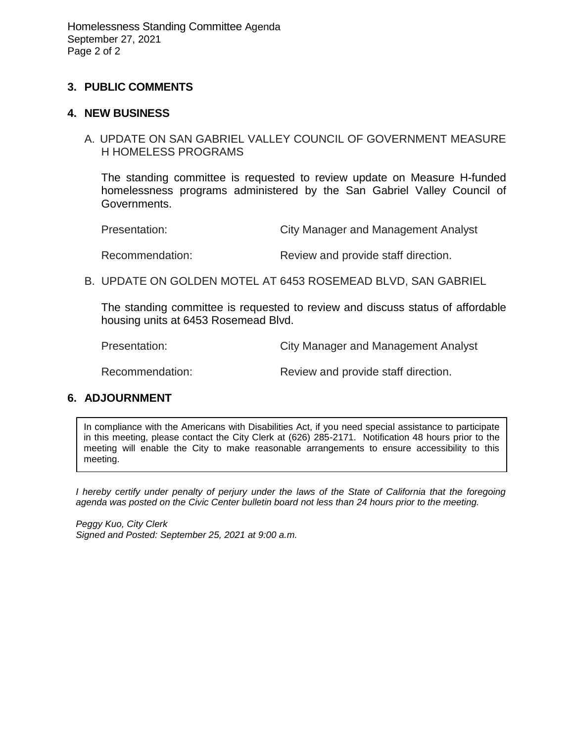## 3. PUBLIC COMMENTS

## 4. NEW BUSINESS

A. UPDATE ON SAN GABRIEL VALLEY COUNCIL OF GOVERNMENT MEASURE H HOMELESS PROGRAMS

The standing committee is requested to review update on Measure H-funded homelessness programs administered by the San Gabriel Valley Council of Governments.

| | |
|---|---|
| Presentation: | City Manager and Management Analyst |
| Recommendation: | Review and provide staff direction. |

B. UPDATE ON GOLDEN MOTEL AT 6453 ROSEMEAD BLVD, SAN GABRIEL

The standing committee is requested to review and discuss status of affordable housing units at 6453 Rosemead Blvd.

| | |
|---|---|
| Presentation: | City Manager and Management Analyst |
| Recommendation: | Review and provide staff direction. |

## 6. ADJOURNMENT

In compliance with the Americans with Disabilities Act, if you need special assistance to participate in this meeting, please contact the City Clerk at (626) 285-2171. Notification 48 hours prior to the meeting will enable the City to make reasonable arrangements to ensure accessibility to this meeting.

*I hereby certify under penalty of perjury under the laws of the State of California that the foregoing agenda was posted on the Civic Center bulletin board not less than 24 hours prior to the meeting.*

*Peggy Kuo, City Clerk*
*Signed and Posted: September 25, 2021 at 9:00 a.m.*